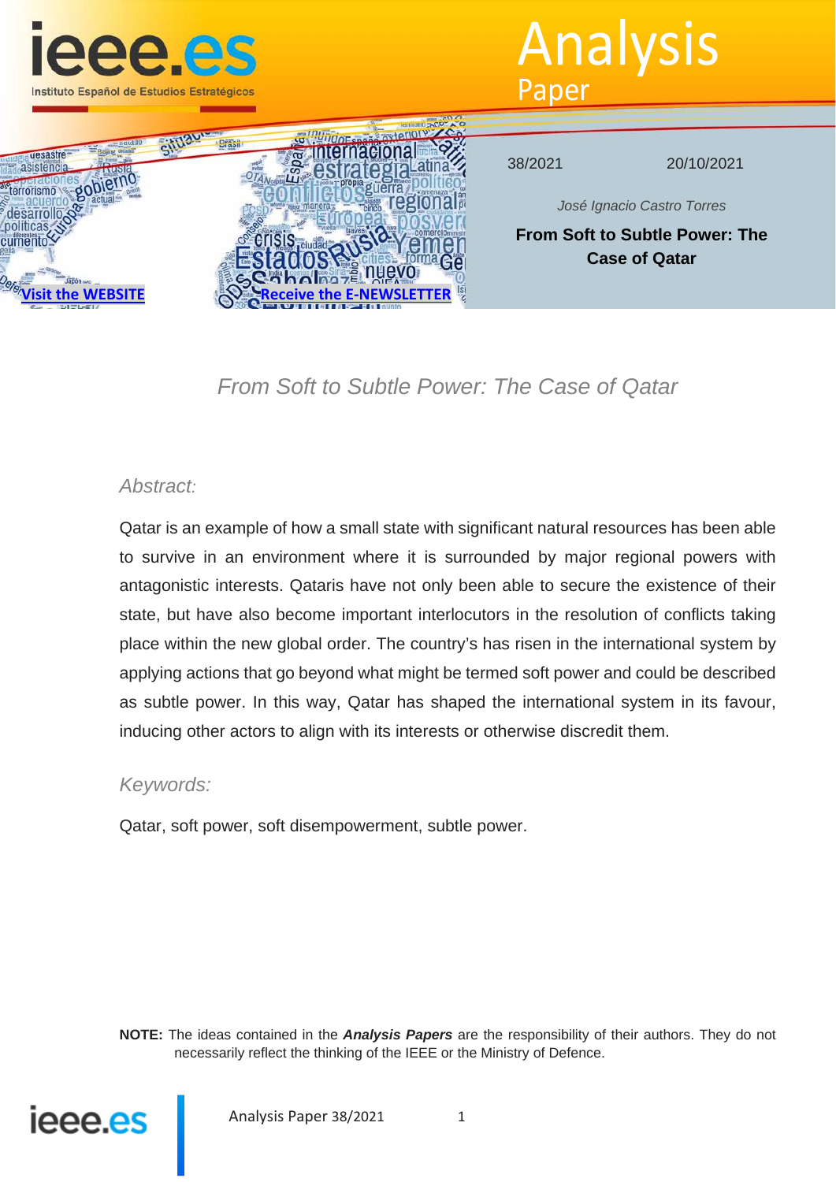Analysis Paper

38/2021 20/10/2021

*José Ignacio Castro Torres*

**From Soft to Subtle Power: The Case of Qatar**

Visit the WEBSITE

Receive the E-NEWSLETTER

# *From Soft to Subtle Power: The Case of Qatar*

### *Abstract:*

Qatar is an example of how a small state with significant natural resources has been able to survive in an environment where it is surrounded by major regional powers with antagonistic interests. Qataris have not only been able to secure the existence of their state, but have also become important interlocutors in the resolution of conflicts taking place within the new global order. The country's has risen in the international system by applying actions that go beyond what might be termed soft power and could be described as subtle power. In this way, Qatar has shaped the international system in its favour, inducing other actors to align with its interests or otherwise discredit them.

### *Keywords:*

Qatar, soft power, soft disempowerment, subtle power.

**NOTE:** The ideas contained in the ***Analysis Papers*** are the responsibility of their authors. They do not necessarily reflect the thinking of the IEEE or the Ministry of Defence.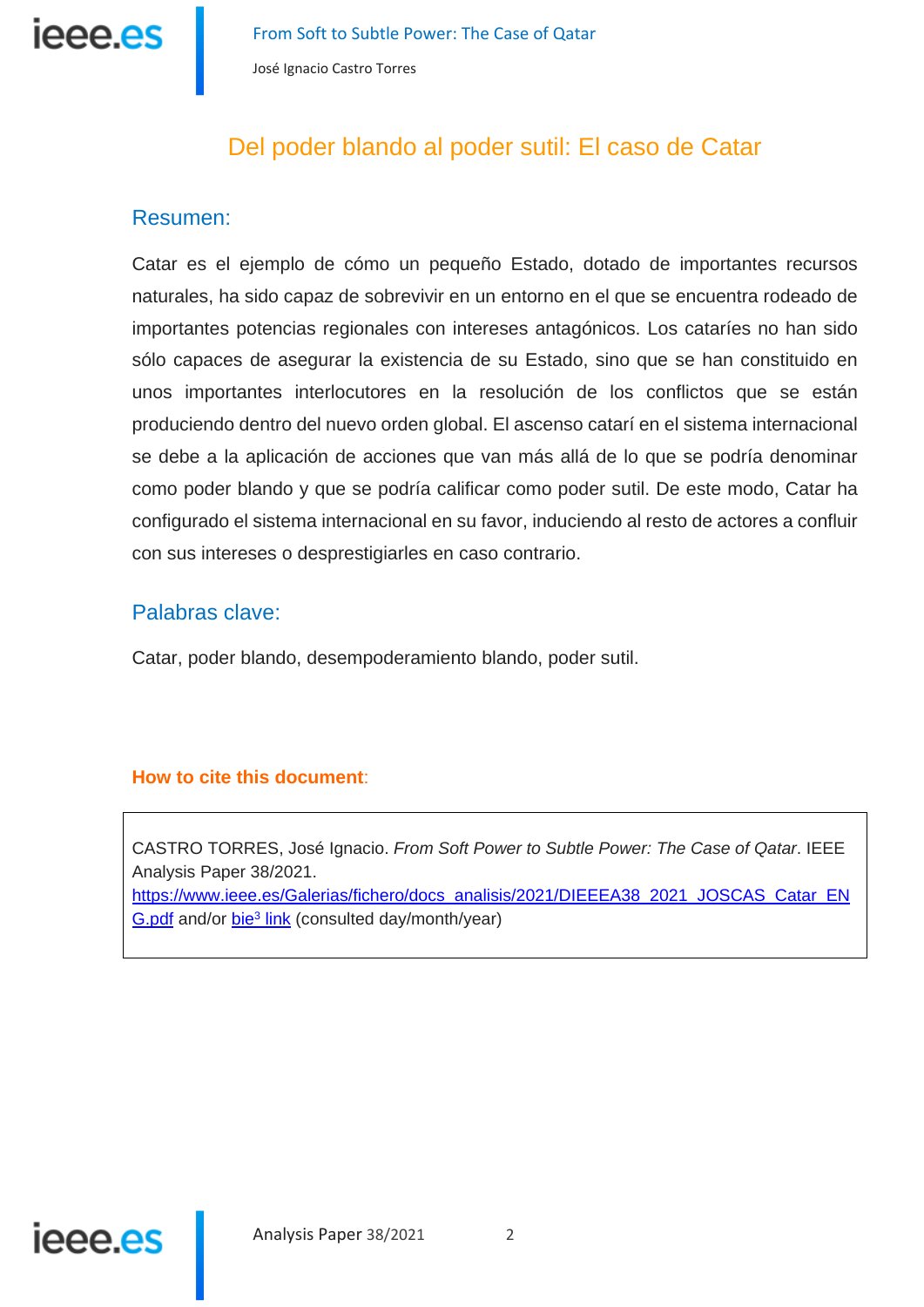# Del poder blando al poder sutil: El caso de Catar

## Resumen:

Catar es el ejemplo de cómo un pequeño Estado, dotado de importantes recursos naturales, ha sido capaz de sobrevivir en un entorno en el que se encuentra rodeado de importantes potencias regionales con intereses antagónicos. Los cataríes no han sido sólo capaces de asegurar la existencia de su Estado, sino que se han constituido en unos importantes interlocutores en la resolución de los conflictos que se están produciendo dentro del nuevo orden global. El ascenso catarí en el sistema internacional se debe a la aplicación de acciones que van más allá de lo que se podría denominar como poder blando y que se podría calificar como poder sutil. De este modo, Catar ha configurado el sistema internacional en su favor, induciendo al resto de actores a confluir con sus intereses o desprestigiarles en caso contrario.

## Palabras clave:

Catar, poder blando, desempoderamiento blando, poder sutil.

**How to cite this document**:

CASTRO TORRES, José Ignacio. *From Soft Power to Subtle Power: The Case of Qatar*. IEEE Analysis Paper 38/2021.
https://www.ieee.es/Galerias/fichero/docs_analisis/2021/DIEEEA38_2021_JOSCAS_Catar_ENG.pdf and/or bie[3] link (consulted day/month/year)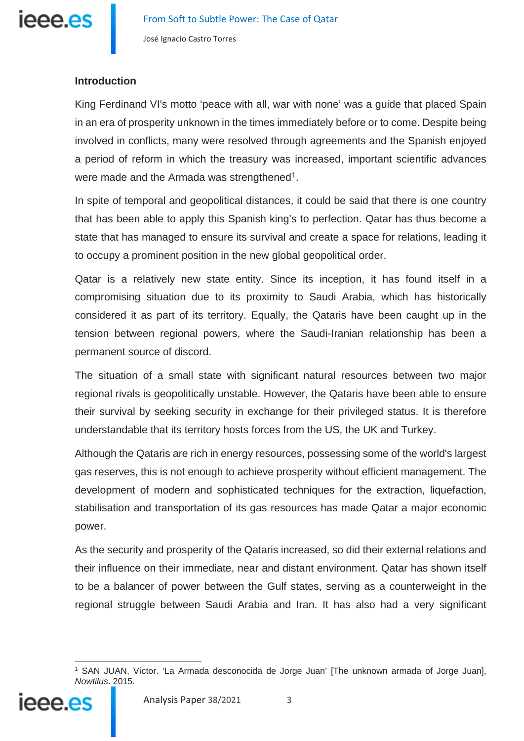## Introduction

King Ferdinand VI's motto ‘peace with all, war with none’ was a guide that placed Spain in an era of prosperity unknown in the times immediately before or to come. Despite being involved in conflicts, many were resolved through agreements and the Spanish enjoyed a period of reform in which the treasury was increased, important scientific advances were made and the Armada was strengthened[1].

In spite of temporal and geopolitical distances, it could be said that there is one country that has been able to apply this Spanish king’s to perfection. Qatar has thus become a state that has managed to ensure its survival and create a space for relations, leading it to occupy a prominent position in the new global geopolitical order.

Qatar is a relatively new state entity. Since its inception, it has found itself in a compromising situation due to its proximity to Saudi Arabia, which has historically considered it as part of its territory. Equally, the Qataris have been caught up in the tension between regional powers, where the Saudi-Iranian relationship has been a permanent source of discord.

The situation of a small state with significant natural resources between two major regional rivals is geopolitically unstable. However, the Qataris have been able to ensure their survival by seeking security in exchange for their privileged status. It is therefore understandable that its territory hosts forces from the US, the UK and Turkey.

Although the Qataris are rich in energy resources, possessing some of the world's largest gas reserves, this is not enough to achieve prosperity without efficient management. The development of modern and sophisticated techniques for the extraction, liquefaction, stabilisation and transportation of its gas resources has made Qatar a major economic power.

As the security and prosperity of the Qataris increased, so did their external relations and their influence on their immediate, near and distant environment. Qatar has shown itself to be a balancer of power between the Gulf states, serving as a counterweight in the regional struggle between Saudi Arabia and Iran. It has also had a very significant

[1] SAN JUAN, Víctor. ‘La Armada desconocida de Jorge Juan’ [The unknown armada of Jorge Juan], *Nowtilus*. 2015.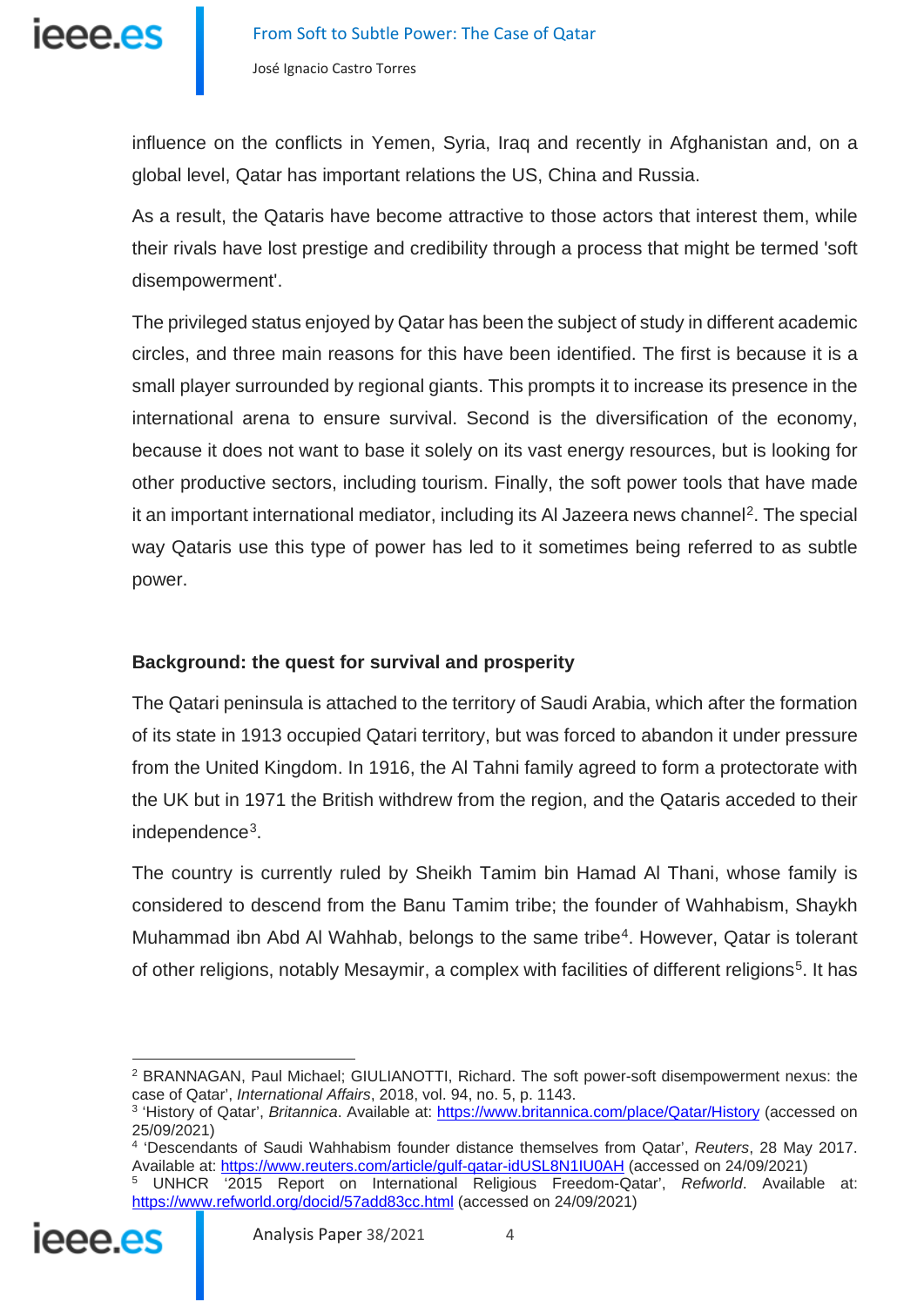influence on the conflicts in Yemen, Syria, Iraq and recently in Afghanistan and, on a global level, Qatar has important relations the US, China and Russia.

As a result, the Qataris have become attractive to those actors that interest them, while their rivals have lost prestige and credibility through a process that might be termed 'soft disempowerment'.

The privileged status enjoyed by Qatar has been the subject of study in different academic circles, and three main reasons for this have been identified. The first is because it is a small player surrounded by regional giants. This prompts it to increase its presence in the international arena to ensure survival. Second is the diversification of the economy, because it does not want to base it solely on its vast energy resources, but is looking for other productive sectors, including tourism. Finally, the soft power tools that have made it an important international mediator, including its Al Jazeera news channel[2]. The special way Qataris use this type of power has led to it sometimes being referred to as subtle power.

### Background: the quest for survival and prosperity

The Qatari peninsula is attached to the territory of Saudi Arabia, which after the formation of its state in 1913 occupied Qatari territory, but was forced to abandon it under pressure from the United Kingdom. In 1916, the Al Tahni family agreed to form a protectorate with the UK but in 1971 the British withdrew from the region, and the Qataris acceded to their independence[3].

The country is currently ruled by Sheikh Tamim bin Hamad Al Thani, whose family is considered to descend from the Banu Tamim tribe; the founder of Wahhabism, Shaykh Muhammad ibn Abd Al Wahhab, belongs to the same tribe[4]. However, Qatar is tolerant of other religions, notably Mesaymir, a complex with facilities of different religions[5]. It has

---

[2] BRANNAGAN, Paul Michael; GIULIANOTTI, Richard. The soft power-soft disempowerment nexus: the case of Qatar', *International Affairs*, 2018, vol. 94, no. 5, p. 1143.

[3] 'History of Qatar', *Britannica*. Available at: https://www.britannica.com/place/Qatar/History (accessed on 25/09/2021)

[4] 'Descendants of Saudi Wahhabism founder distance themselves from Qatar', *Reuters*, 28 May 2017. Available at: https://www.reuters.com/article/gulf-qatar-idUSL8N1IU0AH (accessed on 24/09/2021)

[5] UNHCR '2015 Report on International Religious Freedom-Qatar', *Refworld*. Available at: https://www.refworld.org/docid/57add83cc.html (accessed on 24/09/2021)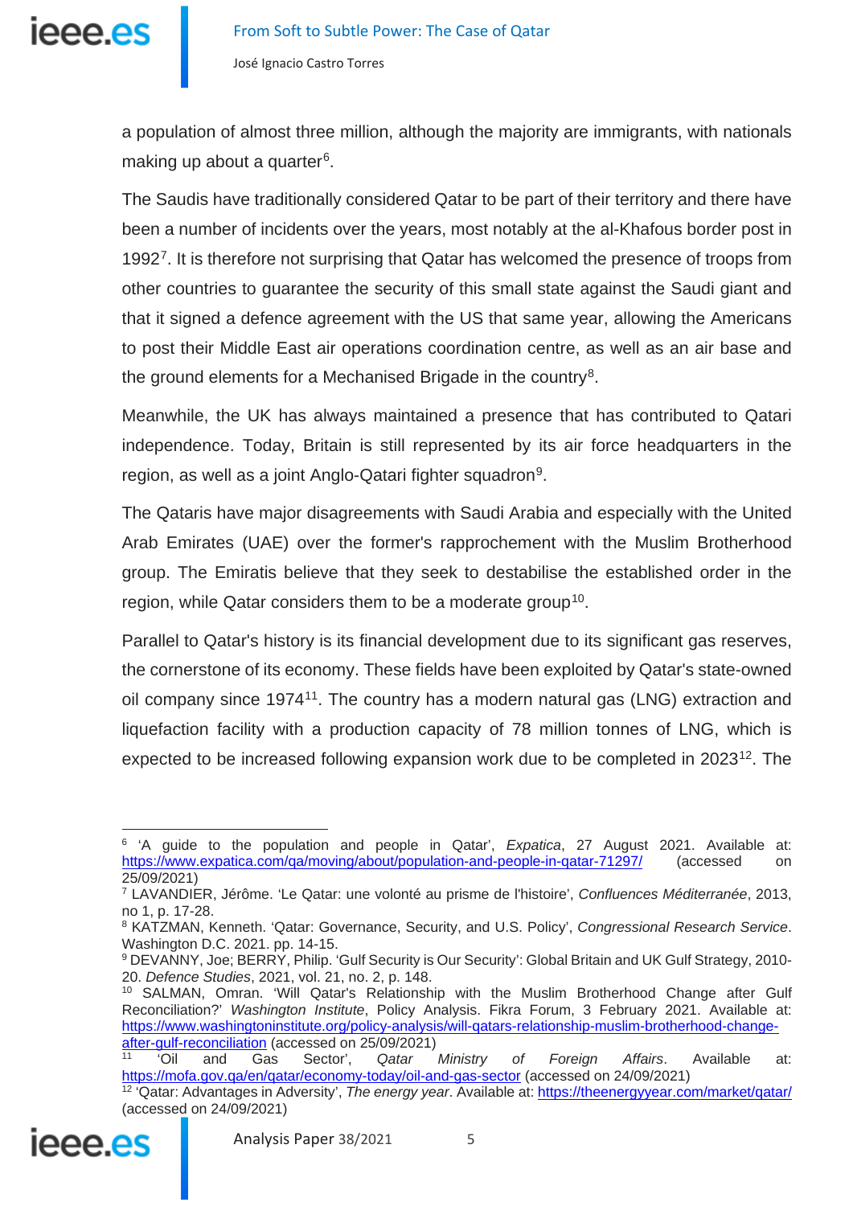a population of almost three million, although the majority are immigrants, with nationals making up about a quarter[6].

The Saudis have traditionally considered Qatar to be part of their territory and there have been a number of incidents over the years, most notably at the al-Khafous border post in 1992[7]. It is therefore not surprising that Qatar has welcomed the presence of troops from other countries to guarantee the security of this small state against the Saudi giant and that it signed a defence agreement with the US that same year, allowing the Americans to post their Middle East air operations coordination centre, as well as an air base and the ground elements for a Mechanised Brigade in the country[8].

Meanwhile, the UK has always maintained a presence that has contributed to Qatari independence. Today, Britain is still represented by its air force headquarters in the region, as well as a joint Anglo-Qatari fighter squadron[9].

The Qataris have major disagreements with Saudi Arabia and especially with the United Arab Emirates (UAE) over the former's rapprochement with the Muslim Brotherhood group. The Emiratis believe that they seek to destabilise the established order in the region, while Qatar considers them to be a moderate group[10].

Parallel to Qatar's history is its financial development due to its significant gas reserves, the cornerstone of its economy. These fields have been exploited by Qatar's state-owned oil company since 1974[11]. The country has a modern natural gas (LNG) extraction and liquefaction facility with a production capacity of 78 million tonnes of LNG, which is expected to be increased following expansion work due to be completed in 2023[12]. The

---

[6] 'A guide to the population and people in Qatar', *Expatica*, 27 August 2021. Available at: https://www.expatica.com/qa/moving/about/population-and-people-in-qatar-71297/ (accessed on 25/09/2021)

[7] LAVANDIER, Jérôme. 'Le Qatar: une volonté au prisme de l'histoire', *Confluences Méditerranée*, 2013, no 1, p. 17-28.

[8] KATZMAN, Kenneth. 'Qatar: Governance, Security, and U.S. Policy', *Congressional Research Service*. Washington D.C. 2021. pp. 14-15.

[9] DEVANNY, Joe; BERRY, Philip. 'Gulf Security is Our Security': Global Britain and UK Gulf Strategy, 2010-20. *Defence Studies*, 2021, vol. 21, no. 2, p. 148.

[10] SALMAN, Omran. 'Will Qatar's Relationship with the Muslim Brotherhood Change after Gulf Reconciliation?' *Washington Institute*, Policy Analysis. Fikra Forum, 3 February 2021. Available at: https://www.washingtoninstitute.org/policy-analysis/will-qatars-relationship-muslim-brotherhood-change-after-gulf-reconciliation (accessed on 25/09/2021)

[11] 'Oil and Gas Sector', *Qatar Ministry of Foreign Affairs*. Available at: https://mofa.gov.qa/en/qatar/economy-today/oil-and-gas-sector (accessed on 24/09/2021)

[12] 'Qatar: Advantages in Adversity', *The energy year*. Available at: https://theenergyyear.com/market/qatar/ (accessed on 24/09/2021)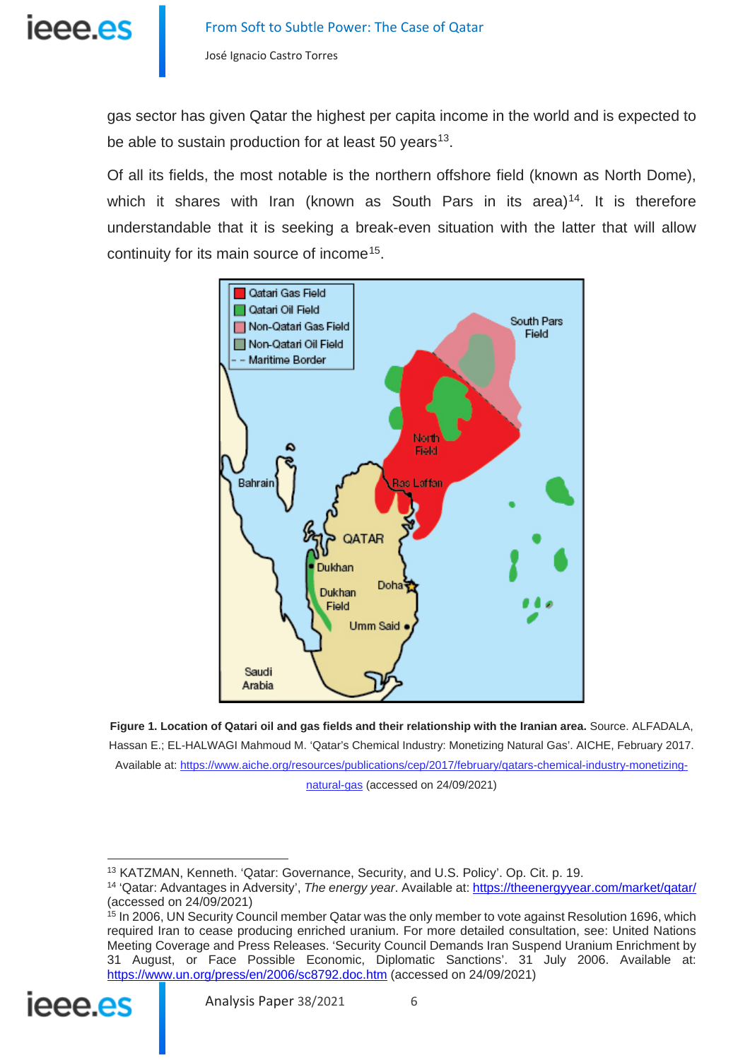gas sector has given Qatar the highest per capita income in the world and is expected to be able to sustain production for at least 50 years[13].

Of all its fields, the most notable is the northern offshore field (known as North Dome), which it shares with Iran (known as South Pars in its area)[14]. It is therefore understandable that it is seeking a break-even situation with the latter that will allow continuity for its main source of income[15].

**Figure 1. Location of Qatari oil and gas fields and their relationship with the Iranian area.** Source. ALFADALA, Hassan E.; EL-HALWAGI Mahmoud M. 'Qatar's Chemical Industry: Monetizing Natural Gas'. AICHE, February 2017. Available at: https://www.aiche.org/resources/publications/cep/2017/february/qatars-chemical-industry-monetizing-natural-gas (accessed on 24/09/2021)

---

[13] KATZMAN, Kenneth. 'Qatar: Governance, Security, and U.S. Policy'. Op. Cit. p. 19.

[14] 'Qatar: Advantages in Adversity', *The energy year*. Available at: https://theenergyyear.com/market/qatar/ (accessed on 24/09/2021)

[15] In 2006, UN Security Council member Qatar was the only member to vote against Resolution 1696, which required Iran to cease producing enriched uranium. For more detailed consultation, see: United Nations Meeting Coverage and Press Releases. 'Security Council Demands Iran Suspend Uranium Enrichment by 31 August, or Face Possible Economic, Diplomatic Sanctions'. 31 July 2006. Available at: https://www.un.org/press/en/2006/sc8792.doc.htm (accessed on 24/09/2021)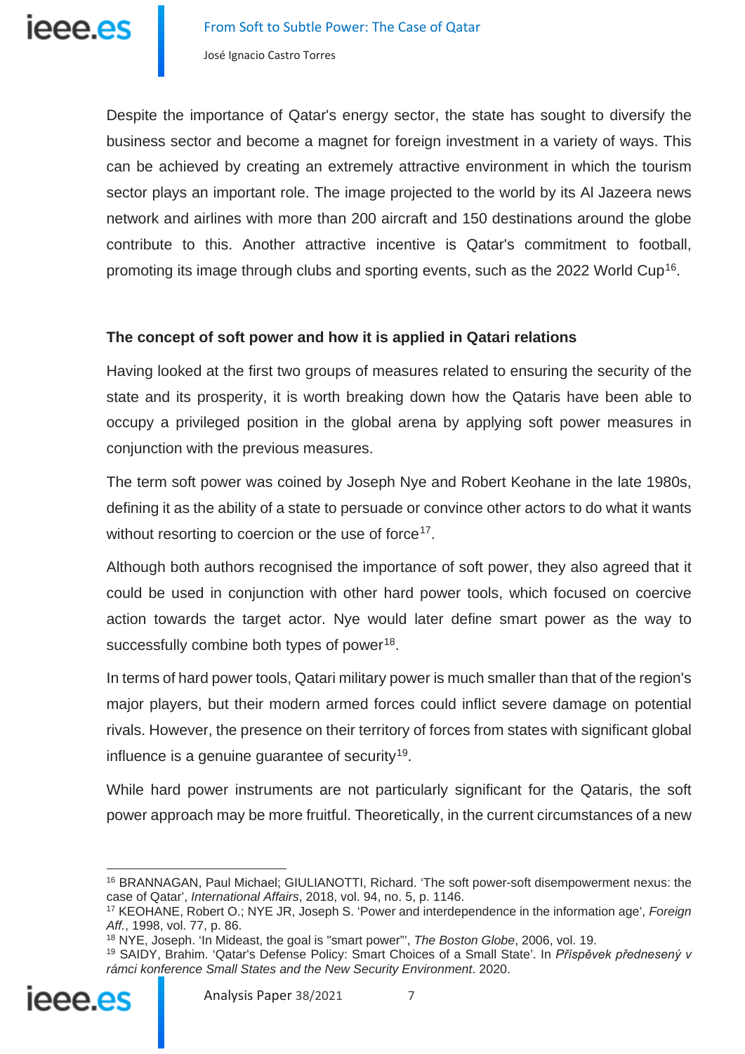Despite the importance of Qatar's energy sector, the state has sought to diversify the business sector and become a magnet for foreign investment in a variety of ways. This can be achieved by creating an extremely attractive environment in which the tourism sector plays an important role. The image projected to the world by its Al Jazeera news network and airlines with more than 200 aircraft and 150 destinations around the globe contribute to this. Another attractive incentive is Qatar's commitment to football, promoting its image through clubs and sporting events, such as the 2022 World Cup[16].

**The concept of soft power and how it is applied in Qatari relations**

Having looked at the first two groups of measures related to ensuring the security of the state and its prosperity, it is worth breaking down how the Qataris have been able to occupy a privileged position in the global arena by applying soft power measures in conjunction with the previous measures.

The term soft power was coined by Joseph Nye and Robert Keohane in the late 1980s, defining it as the ability of a state to persuade or convince other actors to do what it wants without resorting to coercion or the use of force[17].

Although both authors recognised the importance of soft power, they also agreed that it could be used in conjunction with other hard power tools, which focused on coercive action towards the target actor. Nye would later define smart power as the way to successfully combine both types of power[18].

In terms of hard power tools, Qatari military power is much smaller than that of the region's major players, but their modern armed forces could inflict severe damage on potential rivals. However, the presence on their territory of forces from states with significant global influence is a genuine guarantee of security[19].

While hard power instruments are not particularly significant for the Qataris, the soft power approach may be more fruitful. Theoretically, in the current circumstances of a new

---

[16] BRANNAGAN, Paul Michael; GIULIANOTTI, Richard. 'The soft power-soft disempowerment nexus: the case of Qatar', *International Affairs*, 2018, vol. 94, no. 5, p. 1146.

[17] KEOHANE, Robert O.; NYE JR, Joseph S. 'Power and interdependence in the information age', *Foreign Aff.*, 1998, vol. 77, p. 86.

[18] NYE, Joseph. 'In Mideast, the goal is "smart power"', *The Boston Globe*, 2006, vol. 19.

[19] SAIDY, Brahim. 'Qatar's Defense Policy: Smart Choices of a Small State'. In *Příspěvek přednesený v rámci konference Small States and the New Security Environment*. 2020.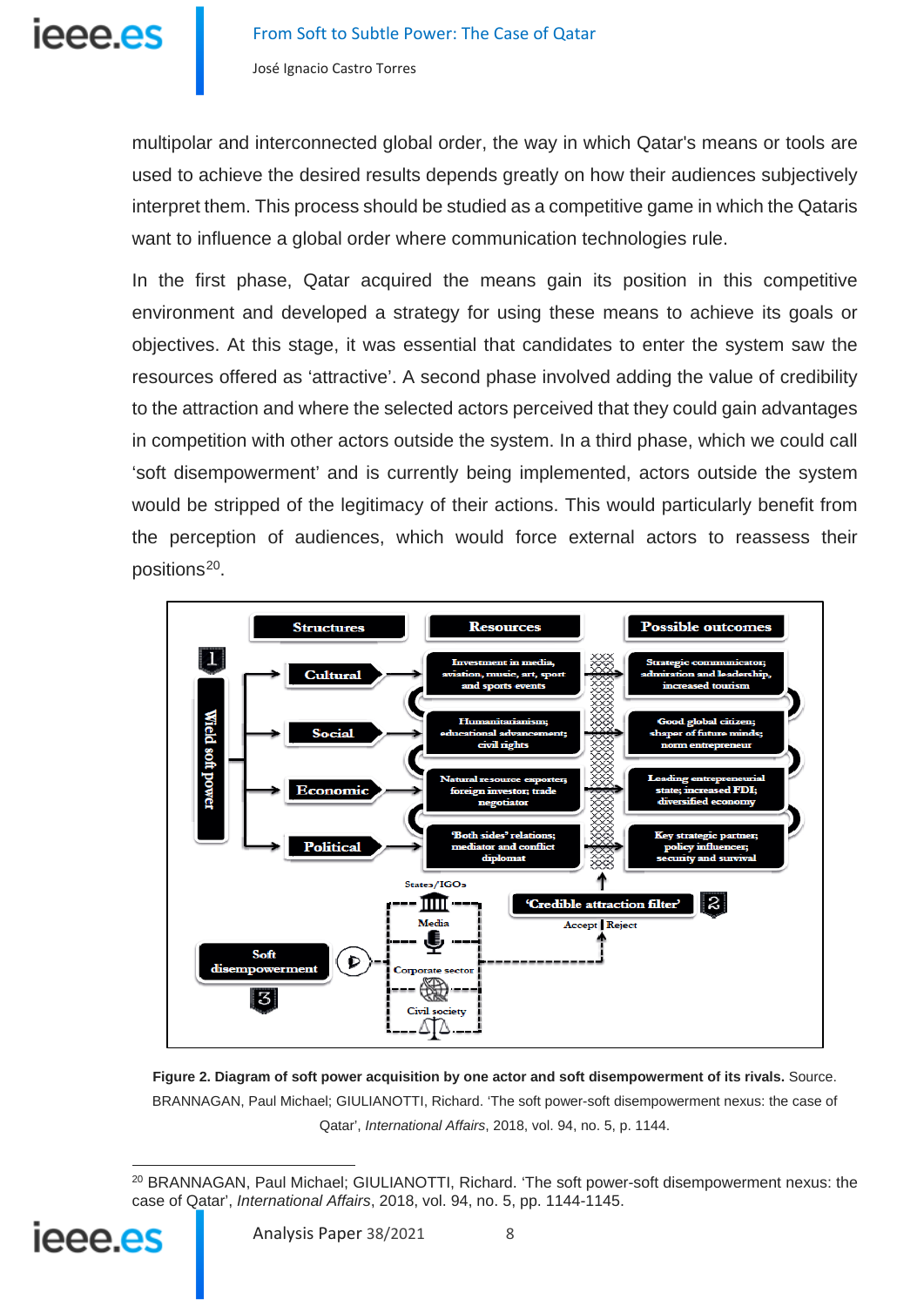multipolar and interconnected global order, the way in which Qatar's means or tools are used to achieve the desired results depends greatly on how their audiences subjectively interpret them. This process should be studied as a competitive game in which the Qataris want to influence a global order where communication technologies rule.

In the first phase, Qatar acquired the means gain its position in this competitive environment and developed a strategy for using these means to achieve its goals or objectives. At this stage, it was essential that candidates to enter the system saw the resources offered as 'attractive'. A second phase involved adding the value of credibility to the attraction and where the selected actors perceived that they could gain advantages in competition with other actors outside the system. In a third phase, which we could call 'soft disempowerment' and is currently being implemented, actors outside the system would be stripped of the legitimacy of their actions. This would particularly benefit from the perception of audiences, which would force external actors to reassess their positions[20].

**Figure 2. Diagram of soft power acquisition by one actor and soft disempowerment of its rivals.** Source. BRANNAGAN, Paul Michael; GIULIANOTTI, Richard. 'The soft power-soft disempowerment nexus: the case of Qatar', *International Affairs*, 2018, vol. 94, no. 5, p. 1144.

[20] BRANNAGAN, Paul Michael; GIULIANOTTI, Richard. 'The soft power-soft disempowerment nexus: the case of Qatar', *International Affairs*, 2018, vol. 94, no. 5, pp. 1144-1145.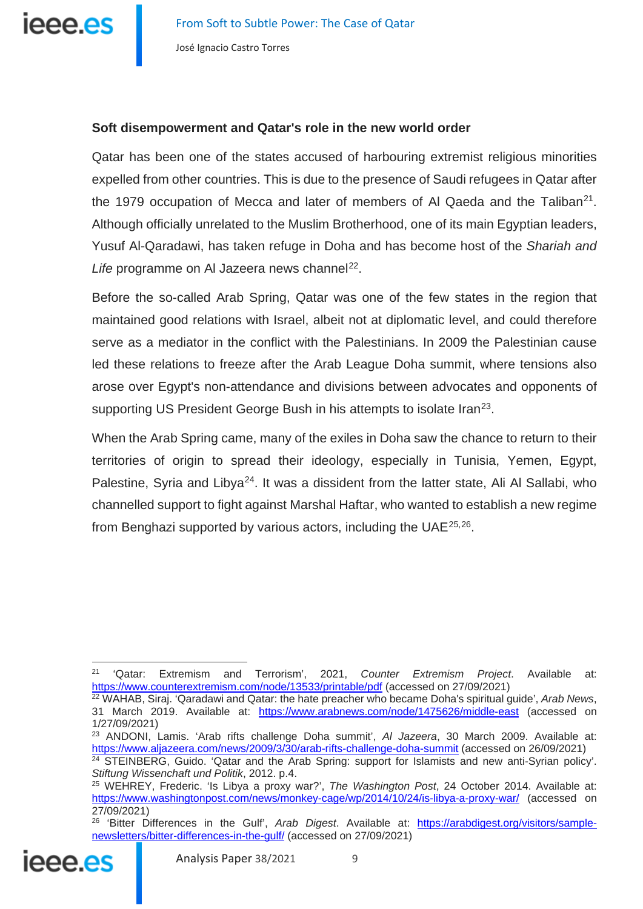**Soft disempowerment and Qatar's role in the new world order**

Qatar has been one of the states accused of harbouring extremist religious minorities expelled from other countries. This is due to the presence of Saudi refugees in Qatar after the 1979 occupation of Mecca and later of members of Al Qaeda and the Taliban[21]. Although officially unrelated to the Muslim Brotherhood, one of its main Egyptian leaders, Yusuf Al-Qaradawi, has taken refuge in Doha and has become host of the *Shariah and Life* programme on Al Jazeera news channel[22].

Before the so-called Arab Spring, Qatar was one of the few states in the region that maintained good relations with Israel, albeit not at diplomatic level, and could therefore serve as a mediator in the conflict with the Palestinians. In 2009 the Palestinian cause led these relations to freeze after the Arab League Doha summit, where tensions also arose over Egypt's non-attendance and divisions between advocates and opponents of supporting US President George Bush in his attempts to isolate Iran[23].

When the Arab Spring came, many of the exiles in Doha saw the chance to return to their territories of origin to spread their ideology, especially in Tunisia, Yemen, Egypt, Palestine, Syria and Libya[24]. It was a dissident from the latter state, Ali Al Sallabi, who channelled support to fight against Marshal Haftar, who wanted to establish a new regime from Benghazi supported by various actors, including the UAE[25,26].

---

[21] 'Qatar: Extremism and Terrorism', 2021, *Counter Extremism Project*. Available at: https://www.counterextremism.com/node/13533/printable/pdf (accessed on 27/09/2021)

[22] WAHAB, Siraj. 'Qaradawi and Qatar: the hate preacher who became Doha's spiritual guide', *Arab News*, 31 March 2019. Available at: https://www.arabnews.com/node/1475626/middle-east (accessed on 1/27/09/2021)

[23] ANDONI, Lamis. 'Arab rifts challenge Doha summit', *Al Jazeera*, 30 March 2009. Available at: https://www.aljazeera.com/news/2009/3/30/arab-rifts-challenge-doha-summit (accessed on 26/09/2021)

[24] STEINBERG, Guido. 'Qatar and the Arab Spring: support for Islamists and new anti-Syrian policy'. *Stiftung Wissenschaft und Politik*, 2012. p.4.

[25] WEHREY, Frederic. 'Is Libya a proxy war?', *The Washington Post*, 24 October 2014. Available at: https://www.washingtonpost.com/news/monkey-cage/wp/2014/10/24/is-libya-a-proxy-war/ (accessed on 27/09/2021)

[26] 'Bitter Differences in the Gulf', *Arab Digest*. Available at: https://arabdigest.org/visitors/sample-newsletters/bitter-differences-in-the-gulf/ (accessed on 27/09/2021)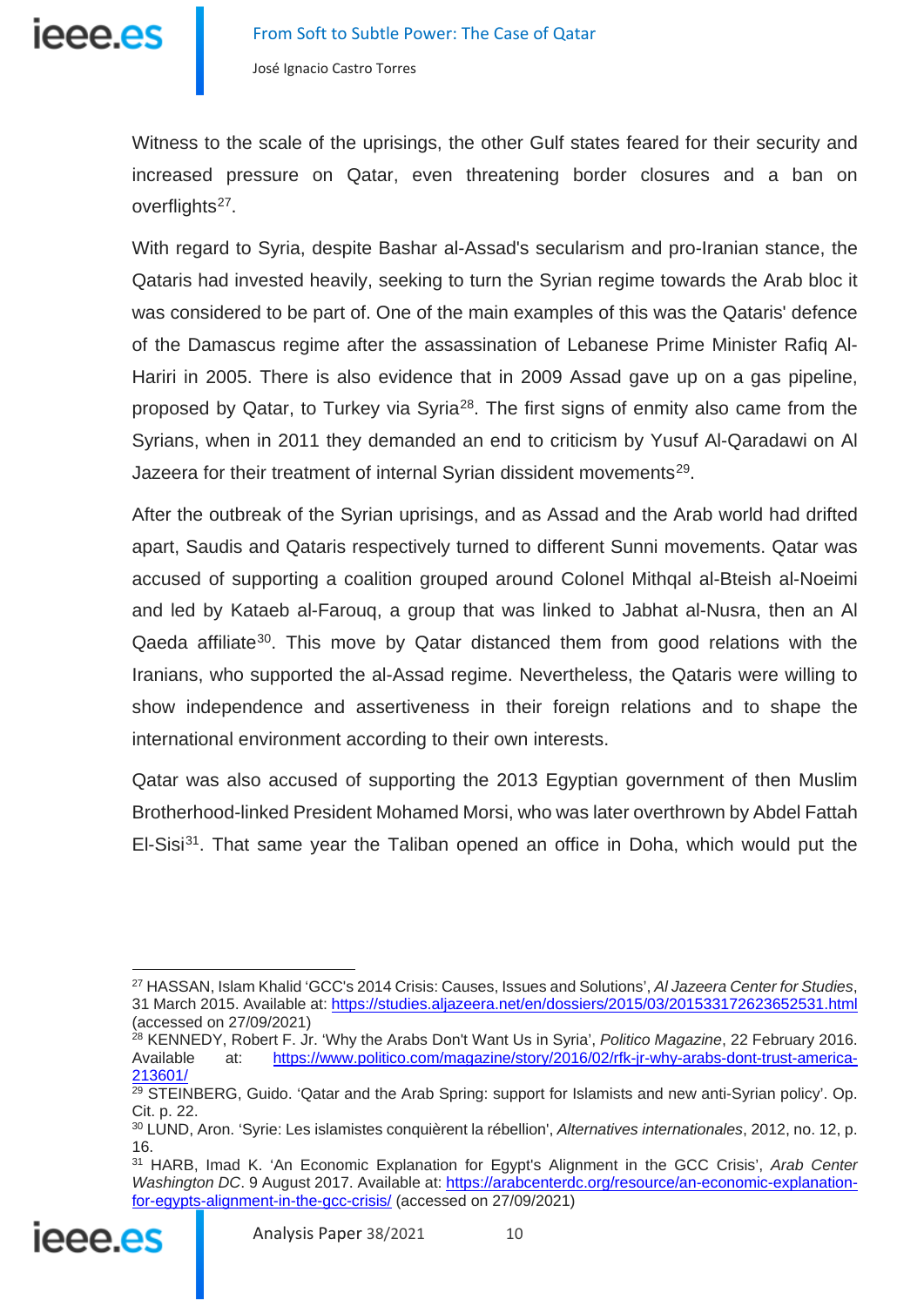Witness to the scale of the uprisings, the other Gulf states feared for their security and increased pressure on Qatar, even threatening border closures and a ban on overflights[27].

With regard to Syria, despite Bashar al-Assad's secularism and pro-Iranian stance, the Qataris had invested heavily, seeking to turn the Syrian regime towards the Arab bloc it was considered to be part of. One of the main examples of this was the Qataris' defence of the Damascus regime after the assassination of Lebanese Prime Minister Rafiq Al-Hariri in 2005. There is also evidence that in 2009 Assad gave up on a gas pipeline, proposed by Qatar, to Turkey via Syria[28]. The first signs of enmity also came from the Syrians, when in 2011 they demanded an end to criticism by Yusuf Al-Qaradawi on Al Jazeera for their treatment of internal Syrian dissident movements[29].

After the outbreak of the Syrian uprisings, and as Assad and the Arab world had drifted apart, Saudis and Qataris respectively turned to different Sunni movements. Qatar was accused of supporting a coalition grouped around Colonel Mithqal al-Bteish al-Noeimi and led by Kataeb al-Farouq, a group that was linked to Jabhat al-Nusra, then an Al Qaeda affiliate[30]. This move by Qatar distanced them from good relations with the Iranians, who supported the al-Assad regime. Nevertheless, the Qataris were willing to show independence and assertiveness in their foreign relations and to shape the international environment according to their own interests.

Qatar was also accused of supporting the 2013 Egyptian government of then Muslim Brotherhood-linked President Mohamed Morsi, who was later overthrown by Abdel Fattah El-Sisi[31]. That same year the Taliban opened an office in Doha, which would put the

---

[27] HASSAN, Islam Khalid 'GCC's 2014 Crisis: Causes, Issues and Solutions', *Al Jazeera Center for Studies*, 31 March 2015. Available at: https://studies.aljazeera.net/en/dossiers/2015/03/201533172623652531.html (accessed on 27/09/2021)

[28] KENNEDY, Robert F. Jr. 'Why the Arabs Don't Want Us in Syria', *Politico Magazine*, 22 February 2016. Available at: https://www.politico.com/magazine/story/2016/02/rfk-jr-why-arabs-dont-trust-america-213601/

[29] STEINBERG, Guido. 'Qatar and the Arab Spring: support for Islamists and new anti-Syrian policy'. Op. Cit. p. 22.

[30] LUND, Aron. 'Syrie: Les islamistes conquièrent la rébellion', *Alternatives internationales*, 2012, no. 12, p. 16.

[31] HARB, Imad K. 'An Economic Explanation for Egypt's Alignment in the GCC Crisis', *Arab Center Washington DC*. 9 August 2017. Available at: https://arabcenterdc.org/resource/an-economic-explanation-for-egypts-alignment-in-the-gcc-crisis/ (accessed on 27/09/2021)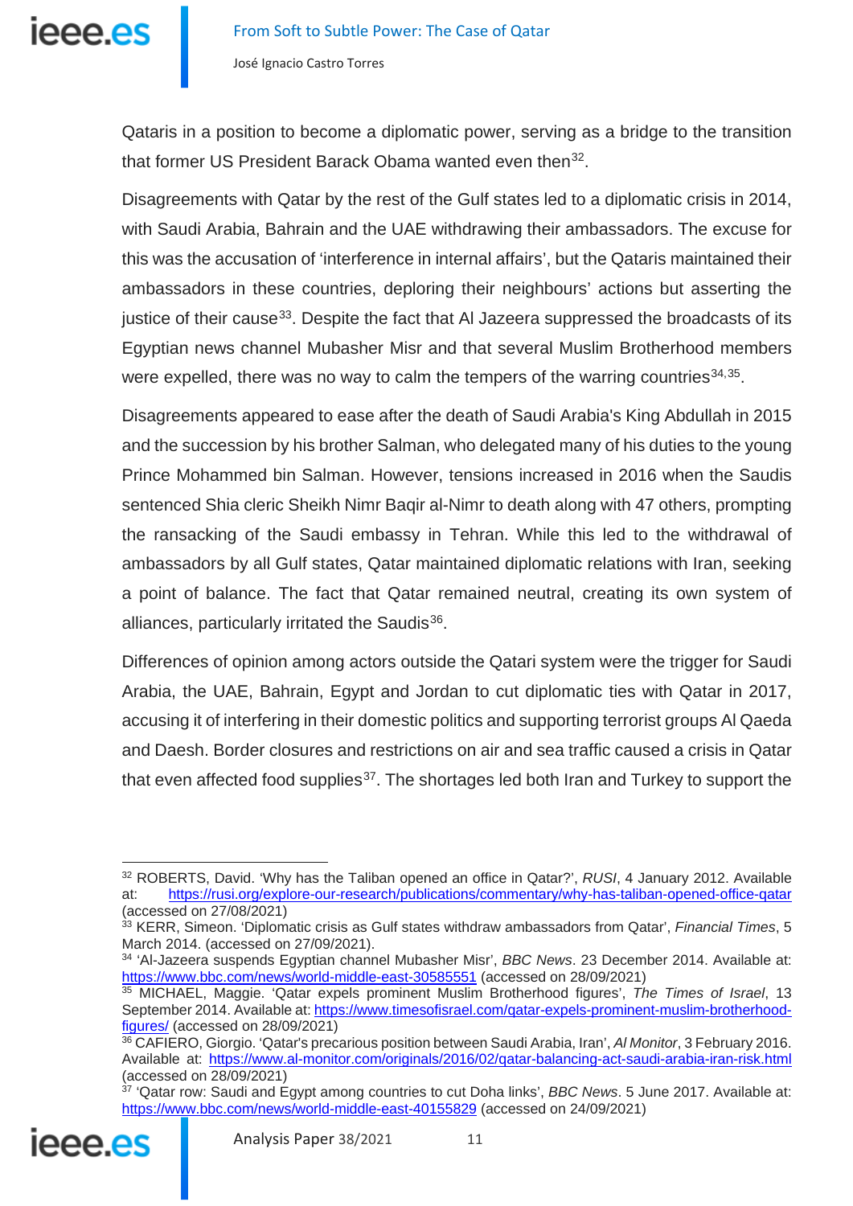Qataris in a position to become a diplomatic power, serving as a bridge to the transition that former US President Barack Obama wanted even then[32].

Disagreements with Qatar by the rest of the Gulf states led to a diplomatic crisis in 2014, with Saudi Arabia, Bahrain and the UAE withdrawing their ambassadors. The excuse for this was the accusation of 'interference in internal affairs', but the Qataris maintained their ambassadors in these countries, deploring their neighbours' actions but asserting the justice of their cause[33]. Despite the fact that Al Jazeera suppressed the broadcasts of its Egyptian news channel Mubasher Misr and that several Muslim Brotherhood members were expelled, there was no way to calm the tempers of the warring countries[34,35].

Disagreements appeared to ease after the death of Saudi Arabia's King Abdullah in 2015 and the succession by his brother Salman, who delegated many of his duties to the young Prince Mohammed bin Salman. However, tensions increased in 2016 when the Saudis sentenced Shia cleric Sheikh Nimr Baqir al-Nimr to death along with 47 others, prompting the ransacking of the Saudi embassy in Tehran. While this led to the withdrawal of ambassadors by all Gulf states, Qatar maintained diplomatic relations with Iran, seeking a point of balance. The fact that Qatar remained neutral, creating its own system of alliances, particularly irritated the Saudis[36].

Differences of opinion among actors outside the Qatari system were the trigger for Saudi Arabia, the UAE, Bahrain, Egypt and Jordan to cut diplomatic ties with Qatar in 2017, accusing it of interfering in their domestic politics and supporting terrorist groups Al Qaeda and Daesh. Border closures and restrictions on air and sea traffic caused a crisis in Qatar that even affected food supplies[37]. The shortages led both Iran and Turkey to support the

---

[32] ROBERTS, David. 'Why has the Taliban opened an office in Qatar?', *RUSI*, 4 January 2012. Available at: https://rusi.org/explore-our-research/publications/commentary/why-has-taliban-opened-office-qatar (accessed on 27/08/2021)

[33] KERR, Simeon. 'Diplomatic crisis as Gulf states withdraw ambassadors from Qatar', *Financial Times*, 5 March 2014. (accessed on 27/09/2021).

[34] 'Al-Jazeera suspends Egyptian channel Mubasher Misr', *BBC News*. 23 December 2014. Available at: https://www.bbc.com/news/world-middle-east-30585551 (accessed on 28/09/2021)

[35] MICHAEL, Maggie. 'Qatar expels prominent Muslim Brotherhood figures', *The Times of Israel*, 13 September 2014. Available at: https://www.timesofisrael.com/qatar-expels-prominent-muslim-brotherhood-figures/ (accessed on 28/09/2021)

[36] CAFIERO, Giorgio. 'Qatar's precarious position between Saudi Arabia, Iran', *Al Monitor*, 3 February 2016. Available at: https://www.al-monitor.com/originals/2016/02/qatar-balancing-act-saudi-arabia-iran-risk.html (accessed on 28/09/2021)

[37] 'Qatar row: Saudi and Egypt among countries to cut Doha links', *BBC News*. 5 June 2017. Available at: https://www.bbc.com/news/world-middle-east-40155829 (accessed on 24/09/2021)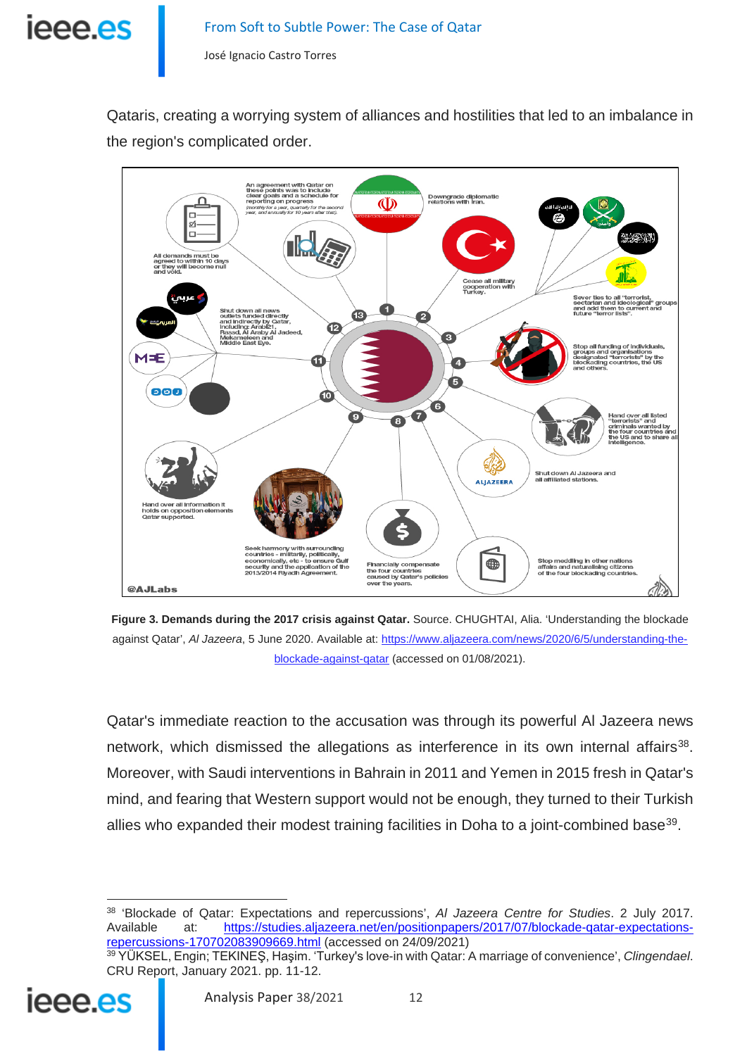Qataris, creating a worrying system of alliances and hostilities that led to an imbalance in the region's complicated order.

**Figure 3. Demands during the 2017 crisis against Qatar.** Source. CHUGHTAI, Alia. 'Understanding the blockade against Qatar', *Al Jazeera*, 5 June 2020. Available at: https://www.aljazeera.com/news/2020/6/5/understanding-the-blockade-against-qatar (accessed on 01/08/2021).

Qatar's immediate reaction to the accusation was through its powerful Al Jazeera news network, which dismissed the allegations as interference in its own internal affairs[38]. Moreover, with Saudi interventions in Bahrain in 2011 and Yemen in 2015 fresh in Qatar's mind, and fearing that Western support would not be enough, they turned to their Turkish allies who expanded their modest training facilities in Doha to a joint-combined base[39].

---

[38] 'Blockade of Qatar: Expectations and repercussions', *Al Jazeera Centre for Studies*. 2 July 2017. Available at: https://studies.aljazeera.net/en/positionpapers/2017/07/blockade-qatar-expectations-repercussions-170702083909669.html (accessed on 24/09/2021)

[39] YÜKSEL, Engin; TEKINEŞ, Haşim. 'Turkey's love-in with Qatar: A marriage of convenience', *Clingendael*. CRU Report, January 2021. pp. 11-12.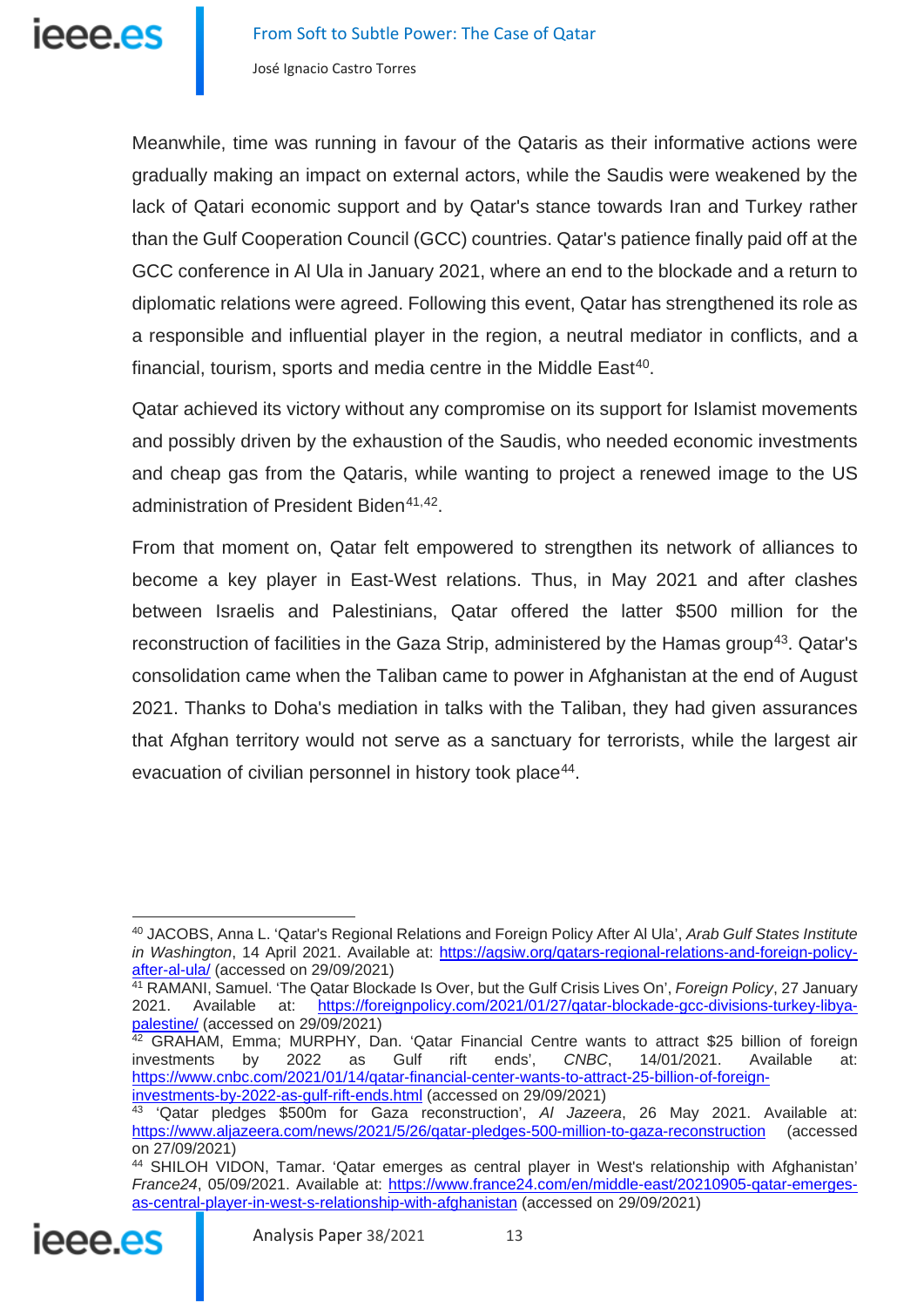Meanwhile, time was running in favour of the Qataris as their informative actions were gradually making an impact on external actors, while the Saudis were weakened by the lack of Qatari economic support and by Qatar's stance towards Iran and Turkey rather than the Gulf Cooperation Council (GCC) countries. Qatar's patience finally paid off at the GCC conference in Al Ula in January 2021, where an end to the blockade and a return to diplomatic relations were agreed. Following this event, Qatar has strengthened its role as a responsible and influential player in the region, a neutral mediator in conflicts, and a financial, tourism, sports and media centre in the Middle East[40].

Qatar achieved its victory without any compromise on its support for Islamist movements and possibly driven by the exhaustion of the Saudis, who needed economic investments and cheap gas from the Qataris, while wanting to project a renewed image to the US administration of President Biden[41,42].

From that moment on, Qatar felt empowered to strengthen its network of alliances to become a key player in East-West relations. Thus, in May 2021 and after clashes between Israelis and Palestinians, Qatar offered the latter $500 million for the reconstruction of facilities in the Gaza Strip, administered by the Hamas group[43]. Qatar's consolidation came when the Taliban came to power in Afghanistan at the end of August 2021. Thanks to Doha's mediation in talks with the Taliban, they had given assurances that Afghan territory would not serve as a sanctuary for terrorists, while the largest air evacuation of civilian personnel in history took place[44].

---

[40] JACOBS, Anna L. 'Qatar's Regional Relations and Foreign Policy After Al Ula', *Arab Gulf States Institute in Washington*, 14 April 2021. Available at: https://agsiw.org/qatars-regional-relations-and-foreign-policy-after-al-ula/ (accessed on 29/09/2021)

[41] RAMANI, Samuel. 'The Qatar Blockade Is Over, but the Gulf Crisis Lives On', *Foreign Policy*, 27 January 2021. Available at: https://foreignpolicy.com/2021/01/27/qatar-blockade-gcc-divisions-turkey-libya-palestine/ (accessed on 29/09/2021)

[42] GRAHAM, Emma; MURPHY, Dan. 'Qatar Financial Centre wants to attract $25 billion of foreign investments by 2022 as Gulf rift ends', *CNBC*, 14/01/2021. Available at: https://www.cnbc.com/2021/01/14/qatar-financial-center-wants-to-attract-25-billion-of-foreign-investments-by-2022-as-gulf-rift-ends.html (accessed on 29/09/2021)

[43] 'Qatar pledges $500m for Gaza reconstruction', *Al Jazeera*, 26 May 2021. Available at: https://www.aljazeera.com/news/2021/5/26/qatar-pledges-500-million-to-gaza-reconstruction (accessed on 27/09/2021)

[44] SHILOH VIDON, Tamar. 'Qatar emerges as central player in West's relationship with Afghanistan' *France24*, 05/09/2021. Available at: https://www.france24.com/en/middle-east/20210905-qatar-emerges-as-central-player-in-west-s-relationship-with-afghanistan (accessed on 29/09/2021)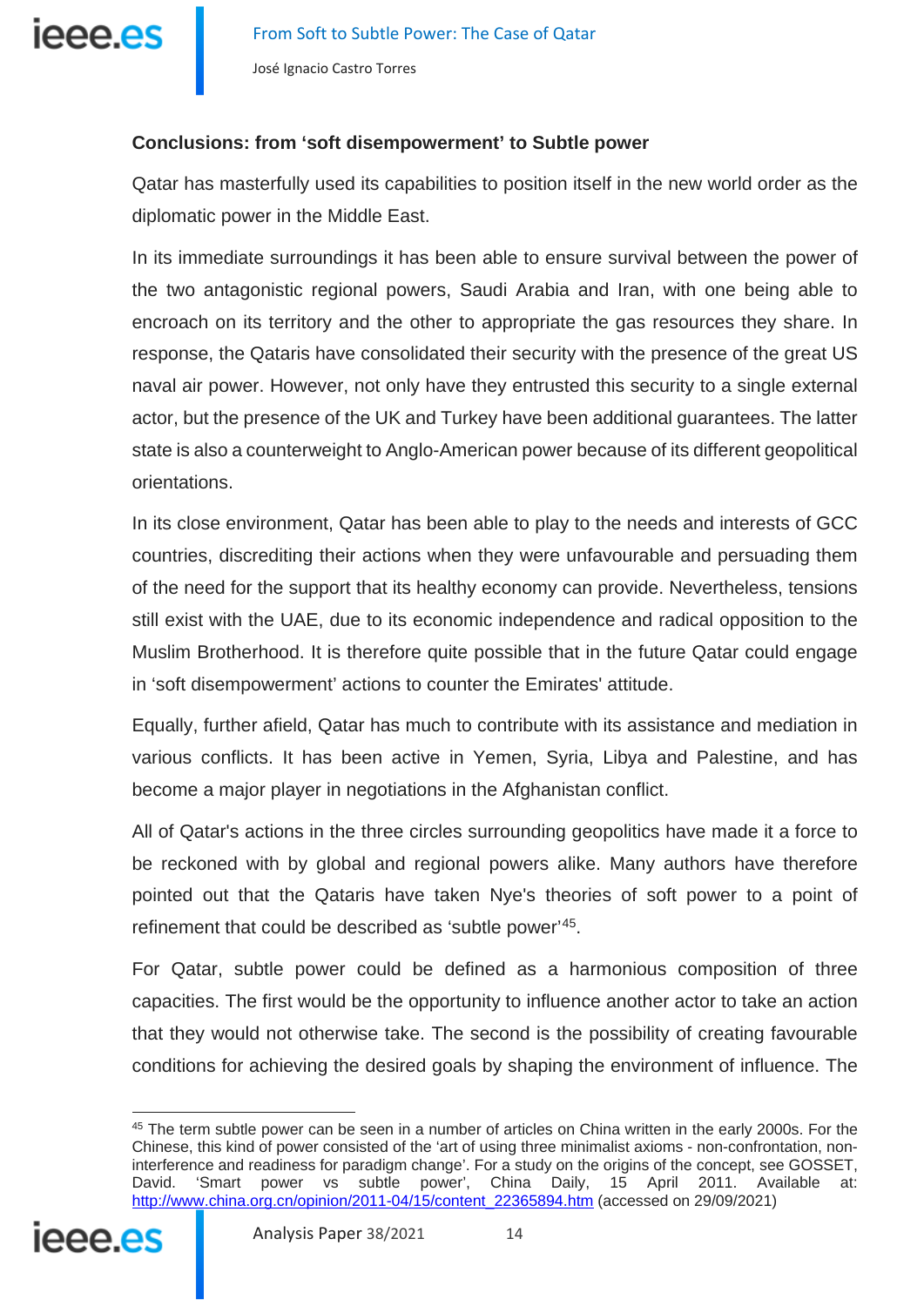### Conclusions: from 'soft disempowerment' to Subtle power

Qatar has masterfully used its capabilities to position itself in the new world order as the diplomatic power in the Middle East.

In its immediate surroundings it has been able to ensure survival between the power of the two antagonistic regional powers, Saudi Arabia and Iran, with one being able to encroach on its territory and the other to appropriate the gas resources they share. In response, the Qataris have consolidated their security with the presence of the great US naval air power. However, not only have they entrusted this security to a single external actor, but the presence of the UK and Turkey have been additional guarantees. The latter state is also a counterweight to Anglo-American power because of its different geopolitical orientations.

In its close environment, Qatar has been able to play to the needs and interests of GCC countries, discrediting their actions when they were unfavourable and persuading them of the need for the support that its healthy economy can provide. Nevertheless, tensions still exist with the UAE, due to its economic independence and radical opposition to the Muslim Brotherhood. It is therefore quite possible that in the future Qatar could engage in 'soft disempowerment' actions to counter the Emirates' attitude.

Equally, further afield, Qatar has much to contribute with its assistance and mediation in various conflicts. It has been active in Yemen, Syria, Libya and Palestine, and has become a major player in negotiations in the Afghanistan conflict.

All of Qatar's actions in the three circles surrounding geopolitics have made it a force to be reckoned with by global and regional powers alike. Many authors have therefore pointed out that the Qataris have taken Nye's theories of soft power to a point of refinement that could be described as 'subtle power'[45].

For Qatar, subtle power could be defined as a harmonious composition of three capacities. The first would be the opportunity to influence another actor to take an action that they would not otherwise take. The second is the possibility of creating favourable conditions for achieving the desired goals by shaping the environment of influence. The

---

[45] The term subtle power can be seen in a number of articles on China written in the early 2000s. For the Chinese, this kind of power consisted of the 'art of using three minimalist axioms - non-confrontation, non-interference and readiness for paradigm change'. For a study on the origins of the concept, see GOSSET, David. 'Smart power vs subtle power', China Daily, 15 April 2011. Available at: http://www.china.org.cn/opinion/2011-04/15/content_22365894.htm (accessed on 29/09/2021)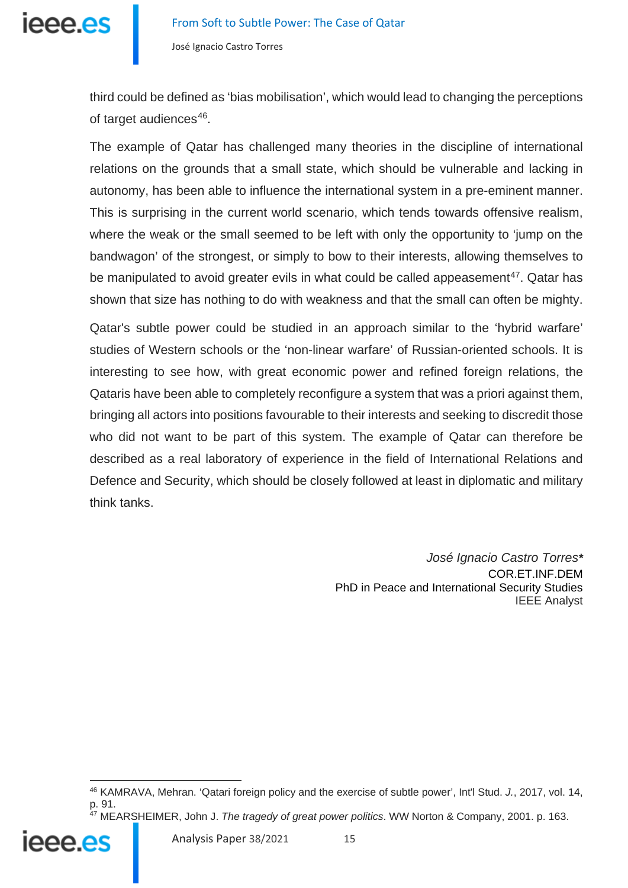third could be defined as ‘bias mobilisation’, which would lead to changing the perceptions of target audiences[46].

The example of Qatar has challenged many theories in the discipline of international relations on the grounds that a small state, which should be vulnerable and lacking in autonomy, has been able to influence the international system in a pre-eminent manner. This is surprising in the current world scenario, which tends towards offensive realism, where the weak or the small seemed to be left with only the opportunity to ‘jump on the bandwagon’ of the strongest, or simply to bow to their interests, allowing themselves to be manipulated to avoid greater evils in what could be called appeasement[47]. Qatar has shown that size has nothing to do with weakness and that the small can often be mighty.

Qatar's subtle power could be studied in an approach similar to the ‘hybrid warfare’ studies of Western schools or the ‘non-linear warfare’ of Russian-oriented schools. It is interesting to see how, with great economic power and refined foreign relations, the Qataris have been able to completely reconfigure a system that was a priori against them, bringing all actors into positions favourable to their interests and seeking to discredit those who did not want to be part of this system. The example of Qatar can therefore be described as a real laboratory of experience in the field of International Relations and Defence and Security, which should be closely followed at least in diplomatic and military think tanks.

*José Ignacio Castro Torres*\*
COR.ET.INF.DEM
PhD in Peace and International Security Studies
IEEE Analyst

---

[46] KAMRAVA, Mehran. ‘Qatari foreign policy and the exercise of subtle power’, Int'l Stud. *J.*, 2017, vol. 14, p. 91.

[47] MEARSHEIMER, John J. *The tragedy of great power politics*. WW Norton & Company, 2001. p. 163.